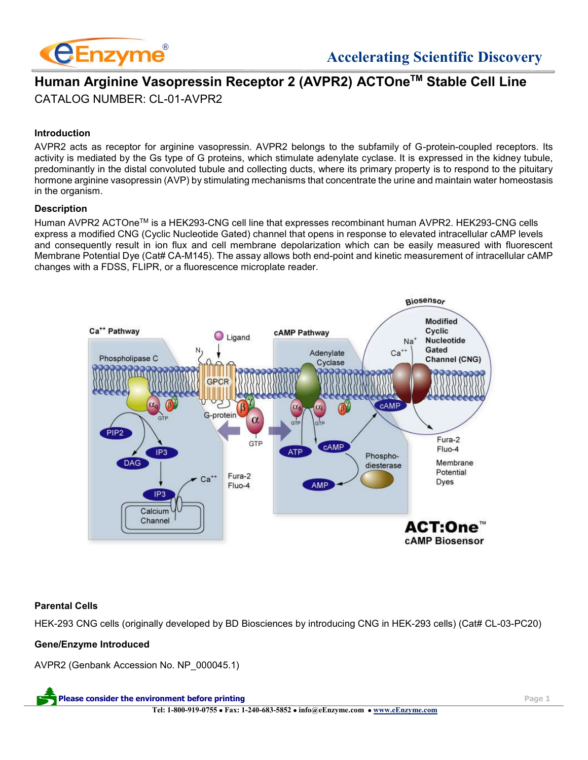# Human Arginine Vasopressin Receptor 2 (AVPR2) ACTOne™ Stable Cell Line

CATALOG NUMBER: CL-01-AVPR2

### Introduction

AVPR2 acts as receptor for arginine vasopressin. AVPR2 belongs to the subfamily of G-protein-coupled receptors. Its activity is mediated by the Gs type of G proteins, which stimulate adenylate cyclase. It is expressed in the kidney tubule, predominantly in the distal convoluted tubule and collecting ducts, where its primary property is to respond to the pituitary hormone arginine vasopressin (AVP) by stimulating mechanisms that concentrate the urine and maintain water homeostasis in the organism.

### Description

Human AVPR2 ACTOne™ is a HEK293-CNG cell line that expresses recombinant human AVPR2. HEK293-CNG cells express a modified CNG (Cyclic Nucleotide Gated) channel that opens in response to elevated intracellular cAMP levels and consequently result in ion flux and cell membrane depolarization which can be easily measured with fluorescent Membrane Potential Dye (Cat# CA-M145). The assay allows both end-point and kinetic measurement of intracellular cAMP changes with a FDSS, FLIPR, or a fluorescence microplate reader.

### Parental Cells

HEK-293 CNG cells (originally developed by BD Biosciences by introducing CNG in HEK-293 cells) (Cat# CL-03-PC20)

### Gene/Enzyme Introduced

AVPR2 (Genbank Accession No. NP_000045.1)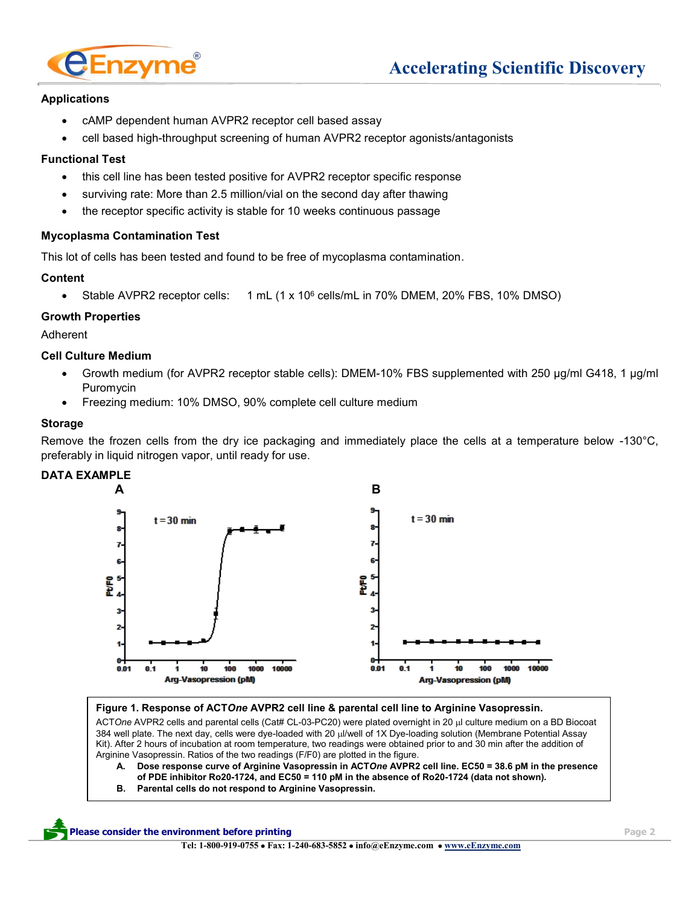## Applications

- cAMP dependent human AVPR2 receptor cell based assay
- cell based high-throughput screening of human AVPR2 receptor agonists/antagonists

## Functional Test

- this cell line has been tested positive for AVPR2 receptor specific response
- surviving rate: More than 2.5 million/vial on the second day after thawing
- the receptor specific activity is stable for 10 weeks continuous passage

## Mycoplasma Contamination Test

This lot of cells has been tested and found to be free of mycoplasma contamination.

## Content

- Stable AVPR2 receptor cells: 1 mL ($1 \times 10^6$ cells/mL in 70% DMEM, 20% FBS, 10% DMSO)

## Growth Properties

Adherent

## Cell Culture Medium

- Growth medium (for AVPR2 receptor stable cells): DMEM-10% FBS supplemented with 250 µg/ml G418, 1 µg/ml Puromycin
- Freezing medium: 10% DMSO, 90% complete cell culture medium

## Storage

Remove the frozen cells from the dry ice packaging and immediately place the cells at a temperature below -130°C, preferably in liquid nitrogen vapor, until ready for use.

## DATA EXAMPLE

**Figure 1. Response of ACT*One* AVPR2 cell line & parental cell line to Arginine Vasopressin.**

ACT*One* AVPR2 cells and parental cells (Cat# CL-03-PC20) were plated overnight in 20 µl culture medium on a BD Biocoat 384 well plate. The next day, cells were dye-loaded with 20 µl/well of 1X Dye-loading solution (Membrane Potential Assay Kit). After 2 hours of incubation at room temperature, two readings were obtained prior to and 30 min after the addition of Arginine Vasopressin. Ratios of the two readings (F/F0) are plotted in the figure.

A. **Dose response curve of Arginine Vasopressin in ACT*One* AVPR2 cell line. EC50 = 38.6 pM in the presence of PDE inhibitor Ro20-1724, and EC50 = 110 pM in the absence of Ro20-1724 (data not shown).**
B. **Parental cells do not respond to Arginine Vasopressin.**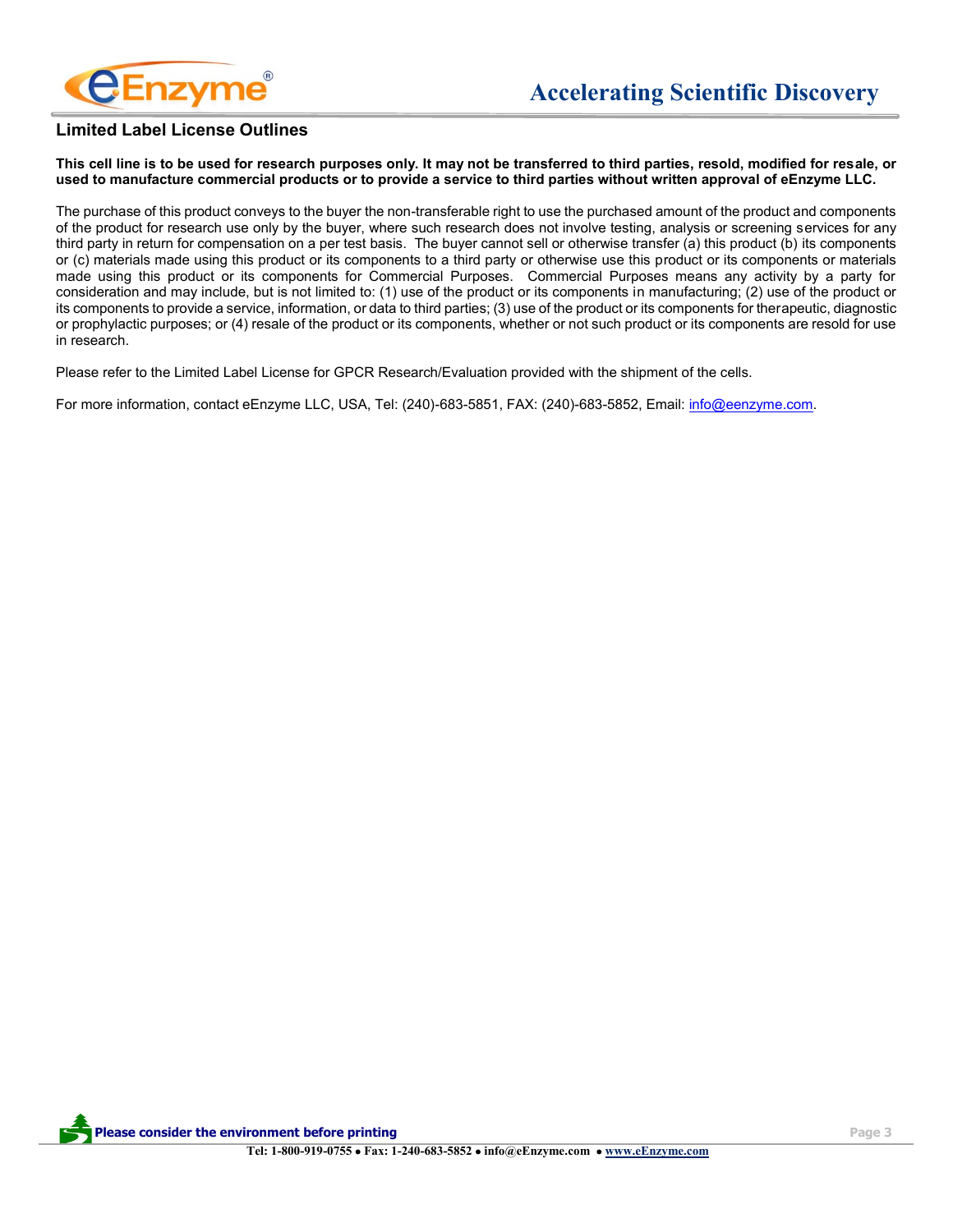## Limited Label License Outlines

**This cell line is to be used for research purposes only. It may not be transferred to third parties, resold, modified for resale, or used to manufacture commercial products or to provide a service to third parties without written approval of eEnzyme LLC.**

The purchase of this product conveys to the buyer the non-transferable right to use the purchased amount of the product and components of the product for research use only by the buyer, where such research does not involve testing, analysis or screening services for any third party in return for compensation on a per test basis. The buyer cannot sell or otherwise transfer (a) this product (b) its components or (c) materials made using this product or its components to a third party or otherwise use this product or its components or materials made using this product or its components for Commercial Purposes. Commercial Purposes means any activity by a party for consideration and may include, but is not limited to: (1) use of the product or its components in manufacturing; (2) use of the product or its components to provide a service, information, or data to third parties; (3) use of the product or its components for therapeutic, diagnostic or prophylactic purposes; or (4) resale of the product or its components, whether or not such product or its components are resold for use in research.

Please refer to the Limited Label License for GPCR Research/Evaluation provided with the shipment of the cells.

For more information, contact eEnzyme LLC, USA, Tel: (240)-683-5851, FAX: (240)-683-5852, Email: info@eenzyme.com.